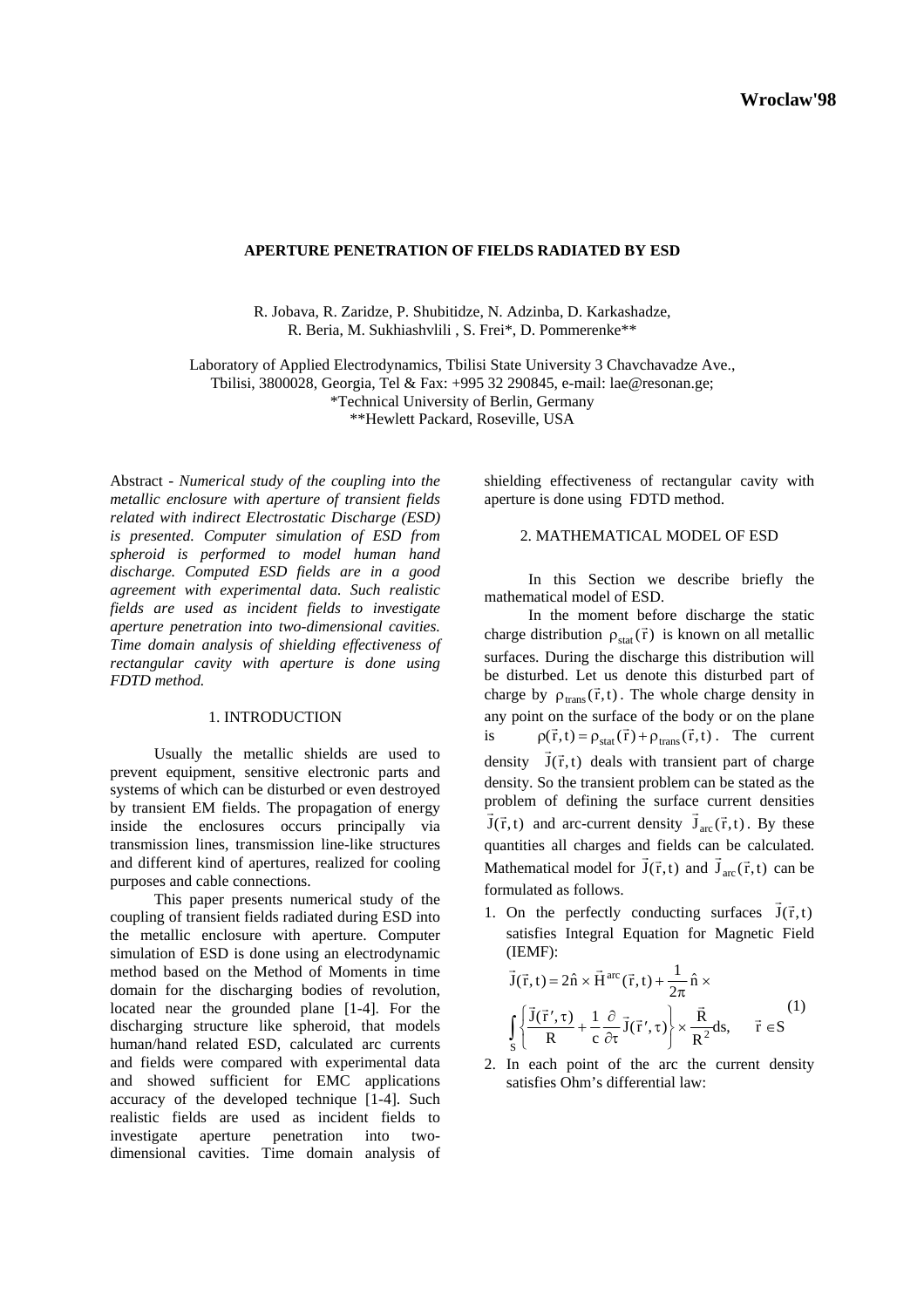# APERTURE PENETRATION OF FIELDS RADIATED BY ESD

R. Jobava, R. Zaridze, P. Shubitidze, N. Adzinba, D. Karkashadze, R. Beria, M. Sukhiashvlili , S. Frei*, D. Pommerenke**

Laboratory of Applied Electrodynamics, Tbilisi State University 3 Chavchavadze Ave., Tbilisi, 3800028, Georgia, Tel & Fax: +995 32 290845, e-mail: lae@resonan.ge;
*Technical University of Berlin, Germany
**Hewlett Packard, Roseville, USA

Abstract - *Numerical study of the coupling into the metallic enclosure with aperture of transient fields related with indirect Electrostatic Discharge (ESD) is presented. Computer simulation of ESD from spheroid is performed to model human hand discharge. Computed ESD fields are in a good agreement with experimental data. Such realistic fields are used as incident fields to investigate aperture penetration into two-dimensional cavities. Time domain analysis of shielding effectiveness of rectangular cavity with aperture is done using FDTD method.*

## 1. INTRODUCTION

Usually the metallic shields are used to prevent equipment, sensitive electronic parts and systems of which can be disturbed or even destroyed by transient EM fields. The propagation of energy inside the enclosures occurs principally via transmission lines, transmission line-like structures and different kind of apertures, realized for cooling purposes and cable connections.

This paper presents numerical study of the coupling of transient fields radiated during ESD into the metallic enclosure with aperture. Computer simulation of ESD is done using an electrodynamic method based on the Method of Moments in time domain for the discharging bodies of revolution, located near the grounded plane [1-4]. For the discharging structure like spheroid, that models human/hand related ESD, calculated arc currents and fields were compared with experimental data and showed sufficient for EMC applications accuracy of the developed technique [1-4]. Such realistic fields are used as incident fields to investigate aperture penetration into two-dimensional cavities. Time domain analysis of shielding effectiveness of rectangular cavity with aperture is done using FDTD method.

## 2. MATHEMATICAL MODEL OF ESD

In this Section we describe briefly the mathematical model of ESD.

In the moment before discharge the static charge distribution $\rho_{stat}(\vec{r})$ is known on all metallic surfaces. During the discharge this distribution will be disturbed. Let us denote this disturbed part of charge by $\rho_{trans}(\vec{r},t)$. The whole charge density in any point on the surface of the body or on the plane is $\rho(\vec{r},t) = \rho_{stat}(\vec{r}) + \rho_{trans}(\vec{r},t)$. The current density $\vec{J}(\vec{r},t)$ deals with transient part of charge density. So the transient problem can be stated as the problem of defining the surface current densities $\vec{J}(\vec{r},t)$ and arc-current density $\vec{J}_{arc}(\vec{r},t)$. By these quantities all charges and fields can be calculated. Mathematical model for $\vec{J}(\vec{r},t)$ and $\vec{J}_{arc}(\vec{r},t)$ can be formulated as follows.

1. On the perfectly conducting surfaces $\vec{J}(\vec{r},t)$ satisfies Integral Equation for Magnetic Field (IEMF):

$$\vec{J}(\vec{r},t) = 2\hat{n} \times \vec{H}^{arc}(\vec{r},t) + \frac{1}{2\pi}\hat{n} \times \int_S \left\{ \frac{\vec{J}(\vec{r}',\tau)}{R} + \frac{1}{c}\frac{\partial}{\partial \tau}\vec{J}(\vec{r}',\tau) \right\} \times \frac{\vec{R}}{R^2} ds, \qquad \vec{r} \in S \tag{1}$$

2. In each point of the arc the current density satisfies Ohm's differential law: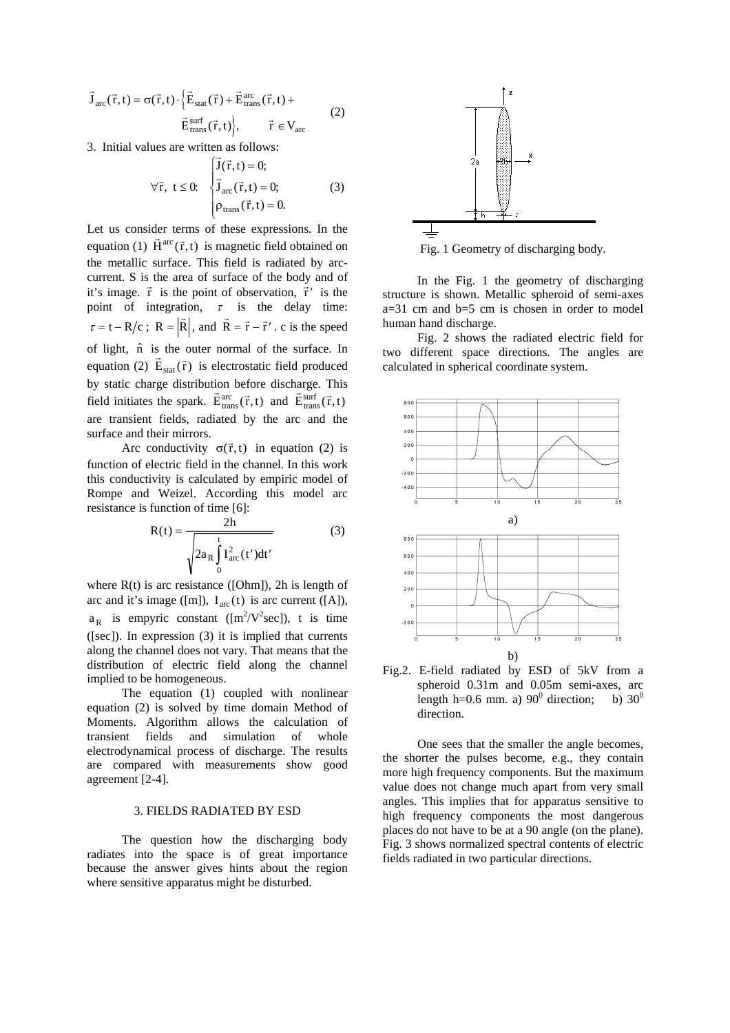$$\vec{J}_{arc}(\vec{r},t) = \sigma(\vec{r},t)\cdot\left\{\vec{E}_{stat}(\vec{r}) + \vec{E}^{arc}_{trans}(\vec{r},t) + \vec{E}^{surf}_{trans}(\vec{r},t)\right\}, \qquad \vec{r}\in V_{arc} \tag{2}$$

3. Initial values are written as follows:

$$\forall\vec{r},\ t\le 0:\quad \begin{cases}\vec{J}(\vec{r},t)=0;\\ \vec{J}_{arc}(\vec{r},t)=0;\\ \rho_{trans}(\vec{r},t)=0.\end{cases} \tag{3}$$

Let us consider terms of these expressions. In the equation (1) $\vec{H}^{arc}(\vec{r},t)$ is magnetic field obtained on the metallic surface. This field is radiated by arc-current. S is the area of surface of the body and of it's image. $\vec{r}$ is the point of observation, $\vec{r}\,'$ is the point of integration, $\tau$ is the delay time: $\tau = t - R/c$; $R = |\vec{R}|$, and $\vec{R} = \vec{r} - \vec{r}\,'$. c is the speed of light, $\hat{n}$ is the outer normal of the surface. In equation (2) $\vec{E}_{stat}(\vec{r})$ is electrostatic field produced by static charge distribution before discharge. This field initiates the spark. $\vec{E}^{arc}_{trans}(\vec{r},t)$ and $\vec{E}^{surf}_{trans}(\vec{r},t)$ are transient fields, radiated by the arc and the surface and their mirrors.

Arc conductivity $\sigma(\vec{r},t)$ in equation (2) is function of electric field in the channel. In this work this conductivity is calculated by empiric model of Rompe and Weizel. According this model arc resistance is function of time [6]:

$$R(t) = \frac{2h}{\sqrt{2a_R\int_0^t I^2_{arc}(t')dt'}} \tag{3}$$

where R(t) is arc resistance ([Ohm]), 2h is length of arc and it's image ([m]), $I_{arc}(t)$ is arc current ([A]), $a_R$ is empyric constant ([$m^2/V^2$sec]), t is time ([sec]). In expression (3) it is implied that currents along the channel does not vary. That means that the distribution of electric field along the channel implied to be homogeneous.

The equation (1) coupled with nonlinear equation (2) is solved by time domain Method of Moments. Algorithm allows the calculation of transient fields and simulation of whole electrodynamical process of discharge. The results are compared with measurements show good agreement [2-4].

## 3. FIELDS RADIATED BY ESD

The question how the discharging body radiates into the space is of great importance because the answer gives hints about the region where sensitive apparatus might be disturbed.

Fig. 1 Geometry of discharging body.

In the Fig. 1 the geometry of discharging structure is shown. Metallic spheroid of semi-axes a=31 cm and b=5 cm is chosen in order to model human hand discharge.

Fig. 2 shows the radiated electric field for two different space directions. The angles are calculated in spherical coordinate system.

Fig.2. E-field radiated by ESD of 5kV from a spheroid 0.31m and 0.05m semi-axes, arc length h=0.6 mm. a) $90^0$ direction; b) $30^0$ direction.

One sees that the smaller the angle becomes, the shorter the pulses become, e.g., they contain more high frequency components. But the maximum value does not change much apart from very small angles. This implies that for apparatus sensitive to high frequency components the most dangerous places do not have to be at a 90 angle (on the plane). Fig. 3 shows normalized spectral contents of electric fields radiated in two particular directions.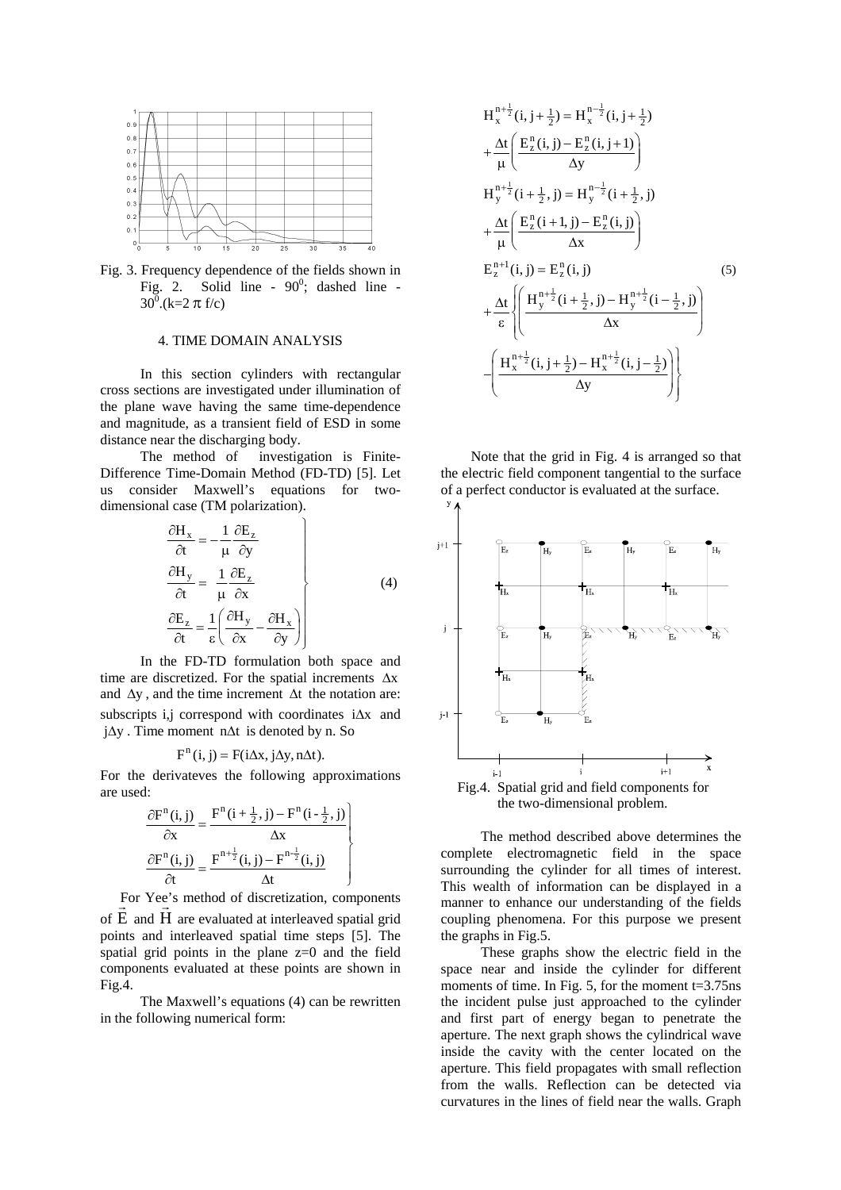Fig. 3. Frequency dependence of the fields shown in Fig. 2. Solid line - $90^0$; dashed line - $30^0$.($k=2\pi f/c$)

## 4. TIME DOMAIN ANALYSIS

In this section cylinders with rectangular cross sections are investigated under illumination of the plane wave having the same time-dependence and magnitude, as a transient field of ESD in some distance near the discharging body.

The method of investigation is Finite-Difference Time-Domain Method (FD-TD) [5]. Let us consider Maxwell's equations for two-dimensional case (TM polarization).

$$\left.\begin{aligned} \frac{\partial H_x}{\partial t} &= -\frac{1}{\mu}\frac{\partial E_z}{\partial y} \\ \frac{\partial H_y}{\partial t} &= \frac{1}{\mu}\frac{\partial E_z}{\partial x} \\ \frac{\partial E_z}{\partial t} &= \frac{1}{\varepsilon}\left(\frac{\partial H_y}{\partial x} - \frac{\partial H_x}{\partial y}\right) \end{aligned}\right\} \qquad (4)$$

In the FD-TD formulation both space and time are discretized. For the spatial increments $\Delta x$ and $\Delta y$, and the time increment $\Delta t$ the notation are: subscripts i,j correspond with coordinates $i\Delta x$ and $j\Delta y$. Time moment $n\Delta t$ is denoted by n. So

$$F^n(i,j) = F(i\Delta x, j\Delta y, n\Delta t).$$

For the derivateves the following approximations are used:

$$\left.\begin{aligned} \frac{\partial F^n(i,j)}{\partial x} &= \frac{F^n(i+\frac{1}{2},j) - F^n(i-\frac{1}{2},j)}{\Delta x} \\ \frac{\partial F^n(i,j)}{\partial t} &= \frac{F^{n+\frac{1}{2}}(i,j) - F^{n-\frac{1}{2}}(i,j)}{\Delta t} \end{aligned}\right\}$$

For Yee's method of discretization, components of $\vec{E}$ and $\vec{H}$ are evaluated at interleaved spatial grid points and interleaved spatial time steps [5]. The spatial grid points in the plane z=0 and the field components evaluated at these points are shown in Fig.4.

The Maxwell's equations (4) can be rewritten in the following numerical form:

$$\begin{aligned} &H_x^{n+\frac{1}{2}}(i,j+\tfrac{1}{2}) = H_x^{n-\frac{1}{2}}(i,j+\tfrac{1}{2}) \\ &+\frac{\Delta t}{\mu}\left(\frac{E_z^n(i,j) - E_z^n(i,j+1)}{\Delta y}\right) \\ &H_y^{n+\frac{1}{2}}(i+\tfrac{1}{2},j) = H_y^{n-\frac{1}{2}}(i+\tfrac{1}{2},j) \\ &+\frac{\Delta t}{\mu}\left(\frac{E_z^n(i+1,j) - E_z^n(i,j)}{\Delta x}\right) \\ &E_z^{n+1}(i,j) = E_z^n(i,j) \\ &+\frac{\Delta t}{\varepsilon}\left\{\left(\frac{H_y^{n+\frac{1}{2}}(i+\frac{1}{2},j) - H_y^{n+\frac{1}{2}}(i-\frac{1}{2},j)}{\Delta x}\right)\right. \\ &\left.-\left(\frac{H_x^{n+\frac{1}{2}}(i,j+\frac{1}{2}) - H_x^{n+\frac{1}{2}}(i,j-\frac{1}{2})}{\Delta y}\right)\right\} \end{aligned} \qquad (5)$$

Note that the grid in Fig. 4 is arranged so that the electric field component tangential to the surface of a perfect conductor is evaluated at the surface.

Fig.4. Spatial grid and field components for the two-dimensional problem.

The method described above determines the complete electromagnetic field in the space surrounding the cylinder for all times of interest. This wealth of information can be displayed in a manner to enhance our understanding of the fields coupling phenomena. For this purpose we present the graphs in Fig.5.

These graphs show the electric field in the space near and inside the cylinder for different moments of time. In Fig. 5, for the moment t=3.75ns the incident pulse just approached to the cylinder and first part of energy began to penetrate the aperture. The next graph shows the cylindrical wave inside the cavity with the center located on the aperture. This field propagates with small reflection from the walls. Reflection can be detected via curvatures in the lines of field near the walls. Graph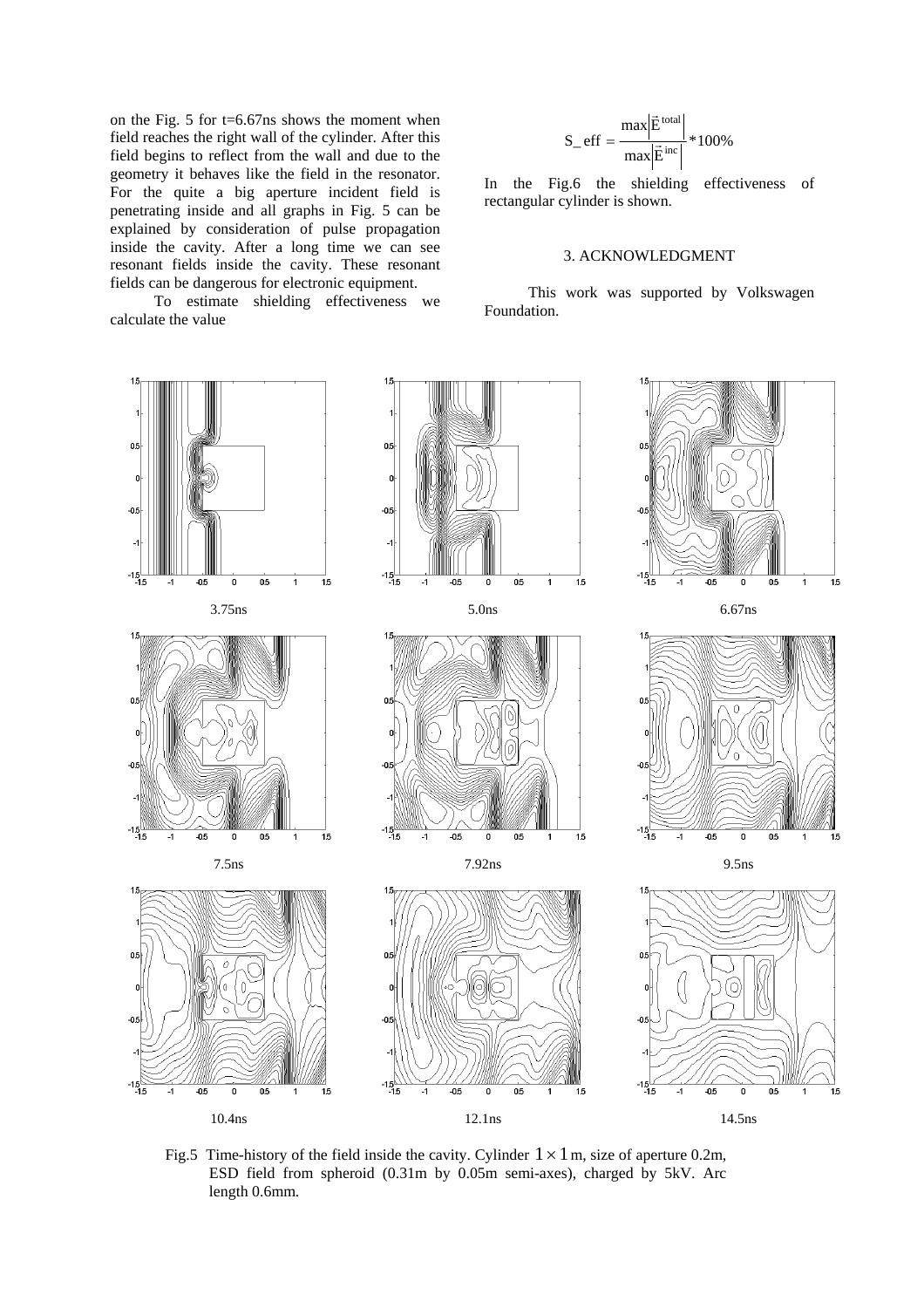on the Fig. 5 for t=6.67ns shows the moment when field reaches the right wall of the cylinder. After this field begins to reflect from the wall and due to the geometry it behaves like the field in the resonator. For the quite a big aperture incident field is penetrating inside and all graphs in Fig. 5 can be explained by consideration of pulse propagation inside the cavity. After a long time we can see resonant fields inside the cavity. These resonant fields can be dangerous for electronic equipment.

To estimate shielding effectiveness we calculate the value

$$S\_eff = \frac{\max\left|\vec{E}^{\,total}\right|}{\max\left|\vec{E}^{\,inc}\right|} * 100\%$$

In the Fig.6 the shielding effectiveness of rectangular cylinder is shown.

## 3. ACKNOWLEDGMENT

This work was supported by Volkswagen Foundation.

3.75ns 5.0ns 6.67ns

7.5ns 7.92ns 9.5ns

10.4ns 12.1ns 14.5ns

Fig.5 Time-history of the field inside the cavity. Cylinder $1 \times 1$ m, size of aperture 0.2m, ESD field from spheroid (0.31m by 0.05m semi-axes), charged by 5kV. Arc length 0.6mm.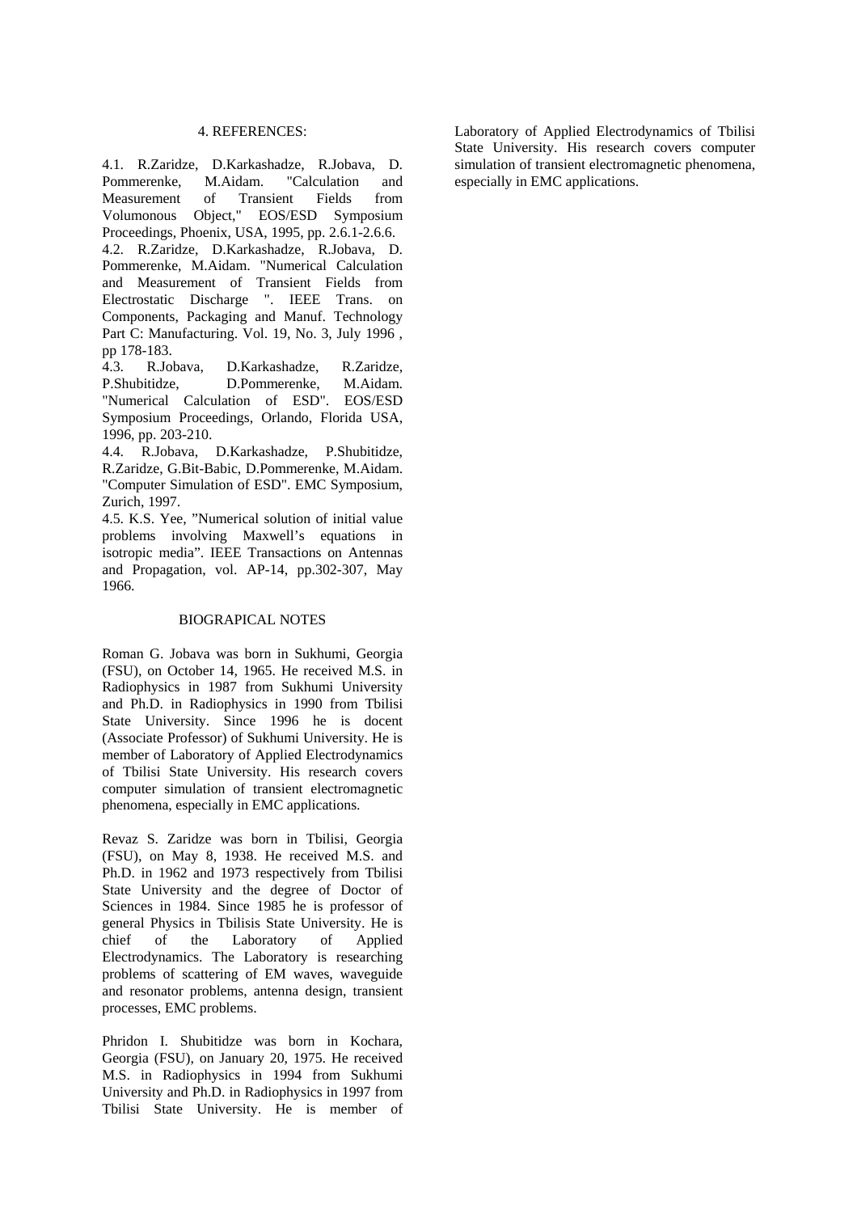## 4. REFERENCES:

4.1. R.Zaridze, D.Karkashadze, R.Jobava, D. Pommerenke, M.Aidam. "Calculation and Measurement of Transient Fields from Volumonous Object," EOS/ESD Symposium Proceedings, Phoenix, USA, 1995, pp. 2.6.1-2.6.6.
4.2. R.Zaridze, D.Karkashadze, R.Jobava, D. Pommerenke, M.Aidam. "Numerical Calculation and Measurement of Transient Fields from Electrostatic Discharge ". IEEE Trans. on Components, Packaging and Manuf. Technology Part C: Manufacturing. Vol. 19, No. 3, July 1996 , pp 178-183.
4.3. R.Jobava, D.Karkashadze, R.Zaridze, P.Shubitidze, D.Pommerenke, M.Aidam. "Numerical Calculation of ESD". EOS/ESD Symposium Proceedings, Orlando, Florida USA, 1996, pp. 203-210.
4.4. R.Jobava, D.Karkashadze, P.Shubitidze, R.Zaridze, G.Bit-Babic, D.Pommerenke, M.Aidam. "Computer Simulation of ESD". EMC Symposium, Zurich, 1997.
4.5. K.S. Yee, "Numerical solution of initial value problems involving Maxwell's equations in isotropic media". IEEE Transactions on Antennas and Propagation, vol. AP-14, pp.302-307, May 1966.

## BIOGRAPICAL NOTES

Roman G. Jobava was born in Sukhumi, Georgia (FSU), on October 14, 1965. He received M.S. in Radiophysics in 1987 from Sukhumi University and Ph.D. in Radiophysics in 1990 from Tbilisi State University. Since 1996 he is docent (Associate Professor) of Sukhumi University. He is member of Laboratory of Applied Electrodynamics of Tbilisi State University. His research covers computer simulation of transient electromagnetic phenomena, especially in EMC applications.

Revaz S. Zaridze was born in Tbilisi, Georgia (FSU), on May 8, 1938. He received M.S. and Ph.D. in 1962 and 1973 respectively from Tbilisi State University and the degree of Doctor of Sciences in 1984. Since 1985 he is professor of general Physics in Tbilisis State University. He is chief of the Laboratory of Applied Electrodynamics. The Laboratory is researching problems of scattering of EM waves, waveguide and resonator problems, antenna design, transient processes, EMC problems.

Phridon I. Shubitidze was born in Kochara, Georgia (FSU), on January 20, 1975. He received M.S. in Radiophysics in 1994 from Sukhumi University and Ph.D. in Radiophysics in 1997 from Tbilisi State University. He is member of Laboratory of Applied Electrodynamics of Tbilisi State University. His research covers computer simulation of transient electromagnetic phenomena, especially in EMC applications.